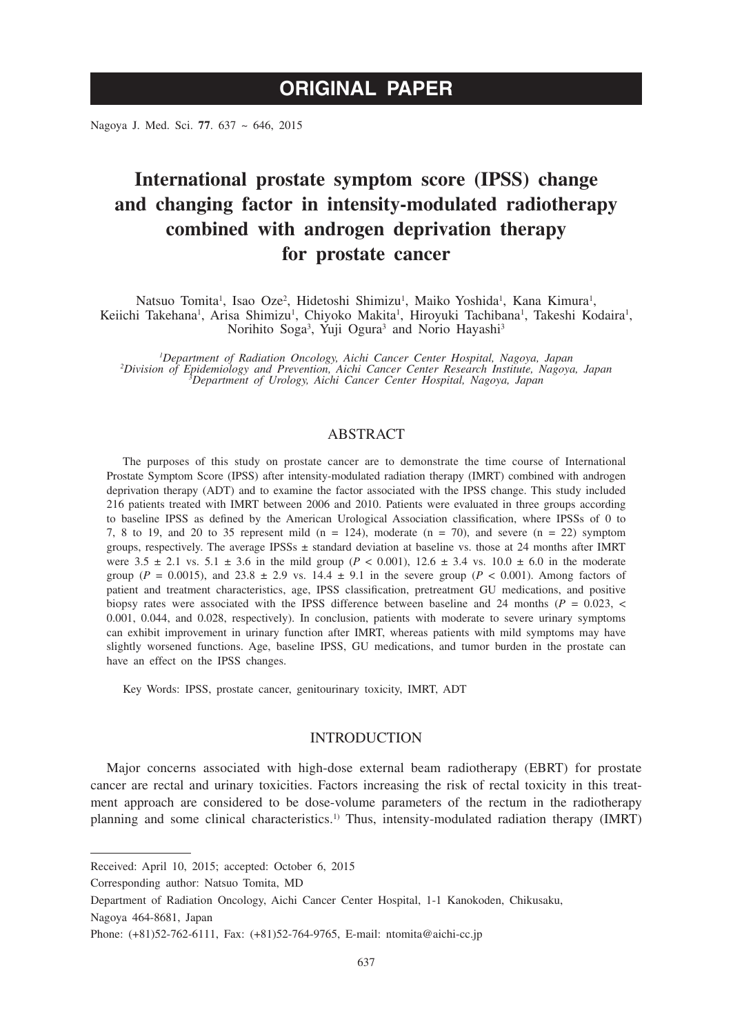# ORIGINAL PAPER

# International prostate symptom score (IPSS) change and changing factor in intensity-modulated radiotherapy combined with androgen deprivation therapy for prostate cancer

Natsuo Tomita[1], Isao Oze[2], Hidetoshi Shimizu[1], Maiko Yoshida[1], Kana Kimura[1], Keiichi Takehana[1], Arisa Shimizu[1], Chiyoko Makita[1], Hiroyuki Tachibana[1], Takeshi Kodaira[1], Norihito Soga[3], Yuji Ogura[3] and Norio Hayashi[3]

*[1]Department of Radiation Oncology, Aichi Cancer Center Hospital, Nagoya, Japan*
*[2]Division of Epidemiology and Prevention, Aichi Cancer Center Research Institute, Nagoya, Japan*
*[3]Department of Urology, Aichi Cancer Center Hospital, Nagoya, Japan*

## ABSTRACT

The purposes of this study on prostate cancer are to demonstrate the time course of International Prostate Symptom Score (IPSS) after intensity-modulated radiation therapy (IMRT) combined with androgen deprivation therapy (ADT) and to examine the factor associated with the IPSS change. This study included 216 patients treated with IMRT between 2006 and 2010. Patients were evaluated in three groups according to baseline IPSS as defined by the American Urological Association classification, where IPSSs of 0 to 7, 8 to 19, and 20 to 35 represent mild (n = 124), moderate (n = 70), and severe (n = 22) symptom groups, respectively. The average IPSSs ± standard deviation at baseline vs. those at 24 months after IMRT were 3.5 ± 2.1 vs. 5.1 ± 3.6 in the mild group ($P < 0.001$), 12.6 ± 3.4 vs. 10.0 ± 6.0 in the moderate group ($P = 0.0015$), and 23.8 ± 2.9 vs. 14.4 ± 9.1 in the severe group ($P < 0.001$). Among factors of patient and treatment characteristics, age, IPSS classification, pretreatment GU medications, and positive biopsy rates were associated with the IPSS difference between baseline and 24 months ($P = 0.023$, $< 0.001$, 0.044, and 0.028, respectively). In conclusion, patients with moderate to severe urinary symptoms can exhibit improvement in urinary function after IMRT, whereas patients with mild symptoms may have slightly worsened functions. Age, baseline IPSS, GU medications, and tumor burden in the prostate can have an effect on the IPSS changes.

Key Words: IPSS, prostate cancer, genitourinary toxicity, IMRT, ADT

## INTRODUCTION

Major concerns associated with high-dose external beam radiotherapy (EBRT) for prostate cancer are rectal and urinary toxicities. Factors increasing the risk of rectal toxicity in this treatment approach are considered to be dose-volume parameters of the rectum in the radiotherapy planning and some clinical characteristics.[1)] Thus, intensity-modulated radiation therapy (IMRT)

---

Received: April 10, 2015; accepted: October 6, 2015

Corresponding author: Natsuo Tomita, MD

Department of Radiation Oncology, Aichi Cancer Center Hospital, 1-1 Kanokoden, Chikusaku, Nagoya 464-8681, Japan

Phone: (+81)52-762-6111, Fax: (+81)52-764-9765, E-mail: ntomita@aichi-cc.jp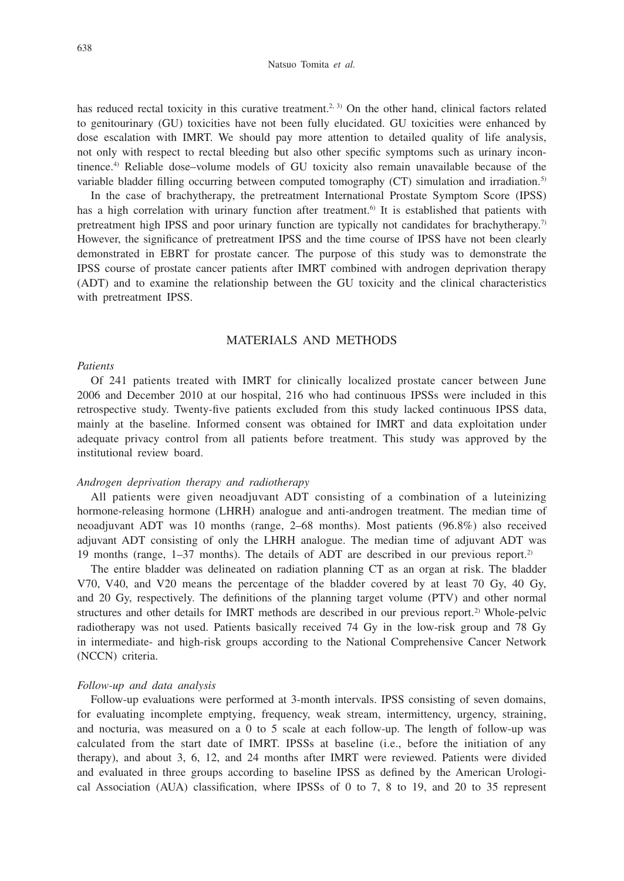has reduced rectal toxicity in this curative treatment.[2, 3] On the other hand, clinical factors related to genitourinary (GU) toxicities have not been fully elucidated. GU toxicities were enhanced by dose escalation with IMRT. We should pay more attention to detailed quality of life analysis, not only with respect to rectal bleeding but also other specific symptoms such as urinary incontinence.[4] Reliable dose–volume models of GU toxicity also remain unavailable because of the variable bladder filling occurring between computed tomography (CT) simulation and irradiation.[5]

In the case of brachytherapy, the pretreatment International Prostate Symptom Score (IPSS) has a high correlation with urinary function after treatment.[6] It is established that patients with pretreatment high IPSS and poor urinary function are typically not candidates for brachytherapy.[7] However, the significance of pretreatment IPSS and the time course of IPSS have not been clearly demonstrated in EBRT for prostate cancer. The purpose of this study was to demonstrate the IPSS course of prostate cancer patients after IMRT combined with androgen deprivation therapy (ADT) and to examine the relationship between the GU toxicity and the clinical characteristics with pretreatment IPSS.

## MATERIALS AND METHODS

### *Patients*

Of 241 patients treated with IMRT for clinically localized prostate cancer between June 2006 and December 2010 at our hospital, 216 who had continuous IPSSs were included in this retrospective study. Twenty-five patients excluded from this study lacked continuous IPSS data, mainly at the baseline. Informed consent was obtained for IMRT and data exploitation under adequate privacy control from all patients before treatment. This study was approved by the institutional review board.

### *Androgen deprivation therapy and radiotherapy*

All patients were given neoadjuvant ADT consisting of a combination of a luteinizing hormone-releasing hormone (LHRH) analogue and anti-androgen treatment. The median time of neoadjuvant ADT was 10 months (range, 2–68 months). Most patients (96.8%) also received adjuvant ADT consisting of only the LHRH analogue. The median time of adjuvant ADT was 19 months (range, 1–37 months). The details of ADT are described in our previous report.[2]

The entire bladder was delineated on radiation planning CT as an organ at risk. The bladder V70, V40, and V20 means the percentage of the bladder covered by at least 70 Gy, 40 Gy, and 20 Gy, respectively. The definitions of the planning target volume (PTV) and other normal structures and other details for IMRT methods are described in our previous report.[2] Whole-pelvic radiotherapy was not used. Patients basically received 74 Gy in the low-risk group and 78 Gy in intermediate- and high-risk groups according to the National Comprehensive Cancer Network (NCCN) criteria.

### *Follow-up and data analysis*

Follow-up evaluations were performed at 3-month intervals. IPSS consisting of seven domains, for evaluating incomplete emptying, frequency, weak stream, intermittency, urgency, straining, and nocturia, was measured on a 0 to 5 scale at each follow-up. The length of follow-up was calculated from the start date of IMRT. IPSSs at baseline (i.e., before the initiation of any therapy), and about 3, 6, 12, and 24 months after IMRT were reviewed. Patients were divided and evaluated in three groups according to baseline IPSS as defined by the American Urological Association (AUA) classification, where IPSSs of 0 to 7, 8 to 19, and 20 to 35 represent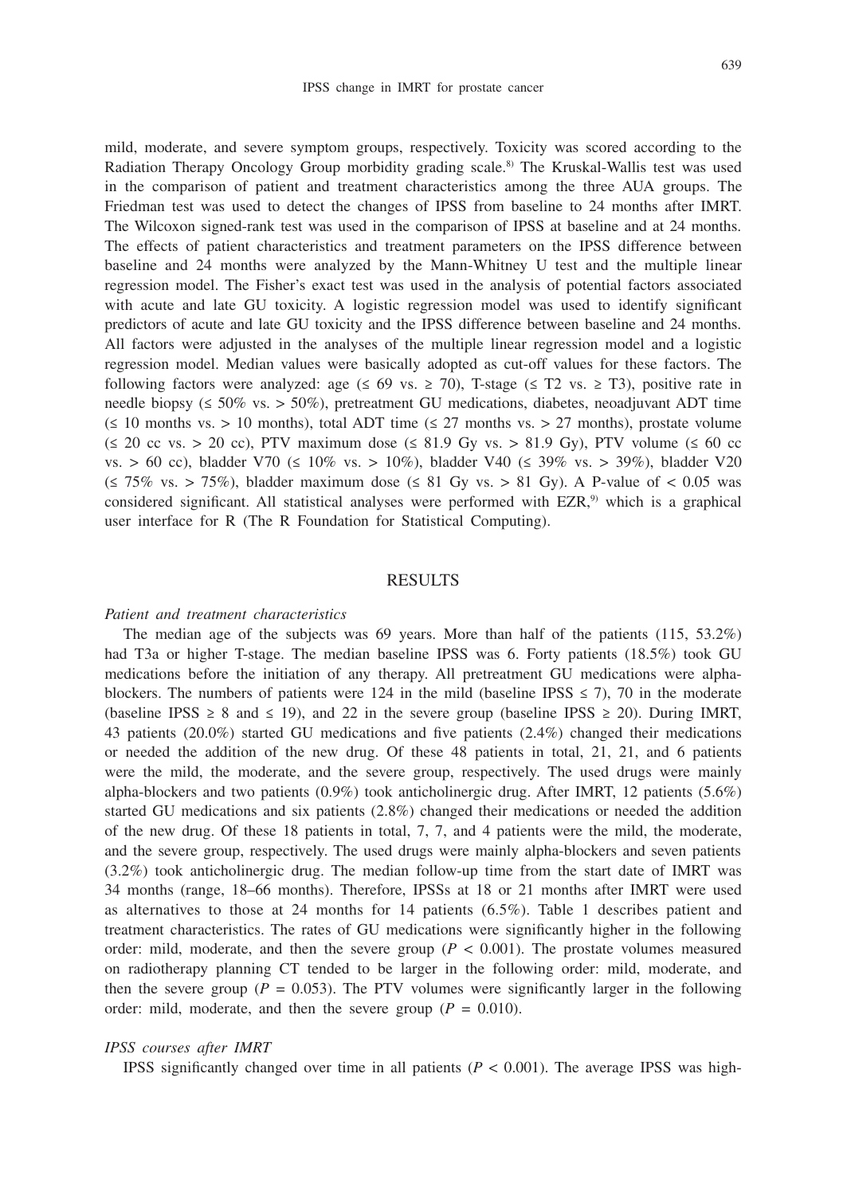mild, moderate, and severe symptom groups, respectively. Toxicity was scored according to the Radiation Therapy Oncology Group morbidity grading scale.[8] The Kruskal-Wallis test was used in the comparison of patient and treatment characteristics among the three AUA groups. The Friedman test was used to detect the changes of IPSS from baseline to 24 months after IMRT. The Wilcoxon signed-rank test was used in the comparison of IPSS at baseline and at 24 months. The effects of patient characteristics and treatment parameters on the IPSS difference between baseline and 24 months were analyzed by the Mann-Whitney U test and the multiple linear regression model. The Fisher's exact test was used in the analysis of potential factors associated with acute and late GU toxicity. A logistic regression model was used to identify significant predictors of acute and late GU toxicity and the IPSS difference between baseline and 24 months. All factors were adjusted in the analyses of the multiple linear regression model and a logistic regression model. Median values were basically adopted as cut-off values for these factors. The following factors were analyzed: age (≤ 69 vs. ≥ 70), T-stage (≤ T2 vs. ≥ T3), positive rate in needle biopsy (≤ 50% vs. > 50%), pretreatment GU medications, diabetes, neoadjuvant ADT time (≤ 10 months vs. > 10 months), total ADT time (≤ 27 months vs. > 27 months), prostate volume (≤ 20 cc vs. > 20 cc), PTV maximum dose (≤ 81.9 Gy vs. > 81.9 Gy), PTV volume (≤ 60 cc vs. > 60 cc), bladder V70 (≤ 10% vs. > 10%), bladder V40 (≤ 39% vs. > 39%), bladder V20 (≤ 75% vs. > 75%), bladder maximum dose (≤ 81 Gy vs. > 81 Gy). A P-value of < 0.05 was considered significant. All statistical analyses were performed with EZR,[9] which is a graphical user interface for R (The R Foundation for Statistical Computing).

## RESULTS

*Patient and treatment characteristics*

The median age of the subjects was 69 years. More than half of the patients (115, 53.2%) had T3a or higher T-stage. The median baseline IPSS was 6. Forty patients (18.5%) took GU medications before the initiation of any therapy. All pretreatment GU medications were alpha-blockers. The numbers of patients were 124 in the mild (baseline IPSS ≤ 7), 70 in the moderate (baseline IPSS ≥ 8 and ≤ 19), and 22 in the severe group (baseline IPSS ≥ 20). During IMRT, 43 patients (20.0%) started GU medications and five patients (2.4%) changed their medications or needed the addition of the new drug. Of these 48 patients in total, 21, 21, and 6 patients were the mild, the moderate, and the severe group, respectively. The used drugs were mainly alpha-blockers and two patients (0.9%) took anticholinergic drug. After IMRT, 12 patients (5.6%) started GU medications and six patients (2.8%) changed their medications or needed the addition of the new drug. Of these 18 patients in total, 7, 7, and 4 patients were the mild, the moderate, and the severe group, respectively. The used drugs were mainly alpha-blockers and seven patients (3.2%) took anticholinergic drug. The median follow-up time from the start date of IMRT was 34 months (range, 18–66 months). Therefore, IPSSs at 18 or 21 months after IMRT were used as alternatives to those at 24 months for 14 patients (6.5%). Table 1 describes patient and treatment characteristics. The rates of GU medications were significantly higher in the following order: mild, moderate, and then the severe group ($P < 0.001$). The prostate volumes measured on radiotherapy planning CT tended to be larger in the following order: mild, moderate, and then the severe group ($P = 0.053$). The PTV volumes were significantly larger in the following order: mild, moderate, and then the severe group ($P = 0.010$).

*IPSS courses after IMRT*

IPSS significantly changed over time in all patients ($P < 0.001$). The average IPSS was high-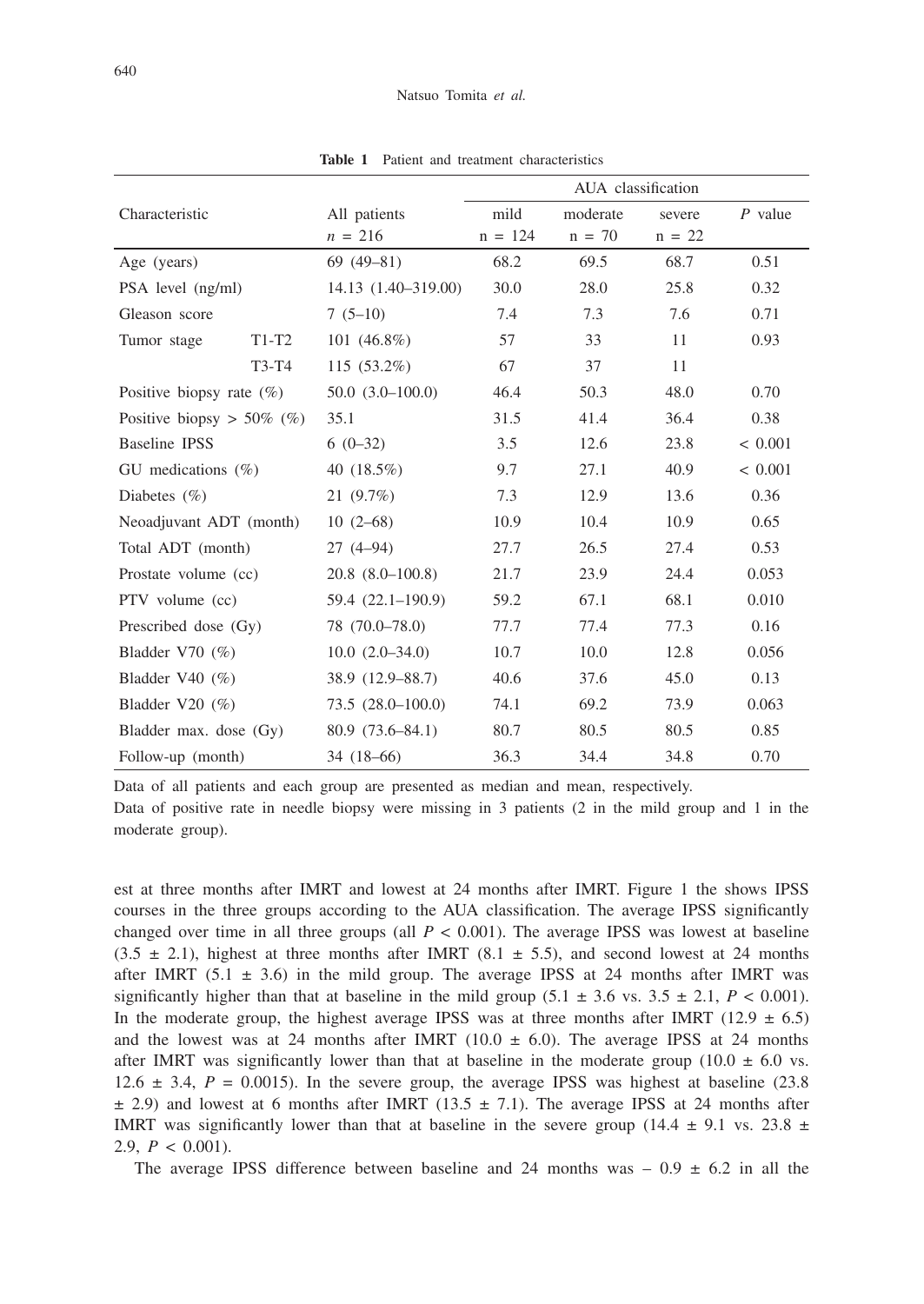**Table 1** Patient and treatment characteristics

| Characteristic | | All patients $n$ = 216 | AUA classification mild n = 124 | moderate n = 70 | severe n = 22 | $P$ value |
|---|---|---|---|---|---|---|
| Age (years) | | 69 (49–81) | 68.2 | 69.5 | 68.7 | 0.51 |
| PSA level (ng/ml) | | 14.13 (1.40–319.00) | 30.0 | 28.0 | 25.8 | 0.32 |
| Gleason score | | 7 (5–10) | 7.4 | 7.3 | 7.6 | 0.71 |
| Tumor stage | T1-T2 | 101 (46.8%) | 57 | 33 | 11 | 0.93 |
| | T3-T4 | 115 (53.2%) | 67 | 37 | 11 | |
| Positive biopsy rate (%) | | 50.0 (3.0–100.0) | 46.4 | 50.3 | 48.0 | 0.70 |
| Positive biopsy > 50% (%) | | 35.1 | 31.5 | 41.4 | 36.4 | 0.38 |
| Baseline IPSS | | 6 (0–32) | 3.5 | 12.6 | 23.8 | < 0.001 |
| GU medications (%) | | 40 (18.5%) | 9.7 | 27.1 | 40.9 | < 0.001 |
| Diabetes (%) | | 21 (9.7%) | 7.3 | 12.9 | 13.6 | 0.36 |
| Neoadjuvant ADT (month) | | 10 (2–68) | 10.9 | 10.4 | 10.9 | 0.65 |
| Total ADT (month) | | 27 (4–94) | 27.7 | 26.5 | 27.4 | 0.53 |
| Prostate volume (cc) | | 20.8 (8.0–100.8) | 21.7 | 23.9 | 24.4 | 0.053 |
| PTV volume (cc) | | 59.4 (22.1–190.9) | 59.2 | 67.1 | 68.1 | 0.010 |
| Prescribed dose (Gy) | | 78 (70.0–78.0) | 77.7 | 77.4 | 77.3 | 0.16 |
| Bladder V70 (%) | | 10.0 (2.0–34.0) | 10.7 | 10.0 | 12.8 | 0.056 |
| Bladder V40 (%) | | 38.9 (12.9–88.7) | 40.6 | 37.6 | 45.0 | 0.13 |
| Bladder V20 (%) | | 73.5 (28.0–100.0) | 74.1 | 69.2 | 73.9 | 0.063 |
| Bladder max. dose (Gy) | | 80.9 (73.6–84.1) | 80.7 | 80.5 | 80.5 | 0.85 |
| Follow-up (month) | | 34 (18–66) | 36.3 | 34.4 | 34.8 | 0.70 |

Data of all patients and each group are presented as median and mean, respectively.
Data of positive rate in needle biopsy were missing in 3 patients (2 in the mild group and 1 in the moderate group).

est at three months after IMRT and lowest at 24 months after IMRT. Figure 1 the shows IPSS courses in the three groups according to the AUA classification. The average IPSS significantly changed over time in all three groups (all $P < 0.001$). The average IPSS was lowest at baseline ($3.5 \pm 2.1$), highest at three months after IMRT ($8.1 \pm 5.5$), and second lowest at 24 months after IMRT ($5.1 \pm 3.6$) in the mild group. The average IPSS at 24 months after IMRT was significantly higher than that at baseline in the mild group ($5.1 \pm 3.6$ vs. $3.5 \pm 2.1$, $P < 0.001$). In the moderate group, the highest average IPSS was at three months after IMRT ($12.9 \pm 6.5$) and the lowest was at 24 months after IMRT ($10.0 \pm 6.0$). The average IPSS at 24 months after IMRT was significantly lower than that at baseline in the moderate group ($10.0 \pm 6.0$ vs. $12.6 \pm 3.4$, $P = 0.0015$). In the severe group, the average IPSS was highest at baseline ($23.8 \pm 2.9$) and lowest at 6 months after IMRT ($13.5 \pm 7.1$). The average IPSS at 24 months after IMRT was significantly lower than that at baseline in the severe group ($14.4 \pm 9.1$ vs. $23.8 \pm 2.9$, $P < 0.001$).

The average IPSS difference between baseline and 24 months was $-\ 0.9 \pm 6.2$ in all the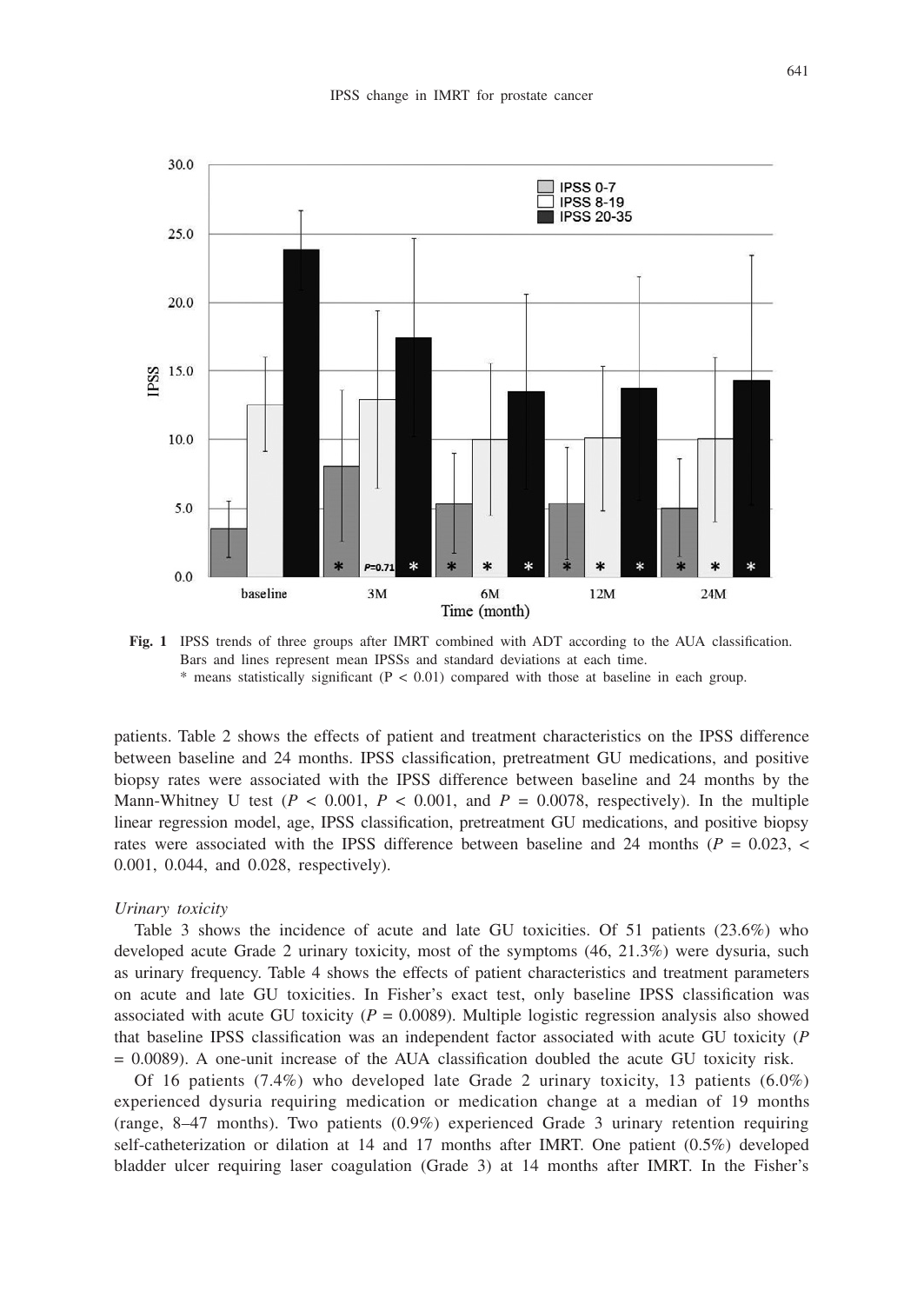**Fig. 1** IPSS trends of three groups after IMRT combined with ADT according to the AUA classification. Bars and lines represent mean IPSSs and standard deviations at each time.
* means statistically significant (P < 0.01) compared with those at baseline in each group.

patients. Table 2 shows the effects of patient and treatment characteristics on the IPSS difference between baseline and 24 months. IPSS classification, pretreatment GU medications, and positive biopsy rates were associated with the IPSS difference between baseline and 24 months by the Mann-Whitney U test ($P < 0.001$, $P < 0.001$, and $P = 0.0078$, respectively). In the multiple linear regression model, age, IPSS classification, pretreatment GU medications, and positive biopsy rates were associated with the IPSS difference between baseline and 24 months ($P = 0.023$, $< 0.001$, $0.044$, and $0.028$, respectively).

*Urinary toxicity*

Table 3 shows the incidence of acute and late GU toxicities. Of 51 patients (23.6%) who developed acute Grade 2 urinary toxicity, most of the symptoms (46, 21.3%) were dysuria, such as urinary frequency. Table 4 shows the effects of patient characteristics and treatment parameters on acute and late GU toxicities. In Fisher's exact test, only baseline IPSS classification was associated with acute GU toxicity ($P = 0.0089$). Multiple logistic regression analysis also showed that baseline IPSS classification was an independent factor associated with acute GU toxicity ($P = 0.0089$). A one-unit increase of the AUA classification doubled the acute GU toxicity risk.

Of 16 patients (7.4%) who developed late Grade 2 urinary toxicity, 13 patients (6.0%) experienced dysuria requiring medication or medication change at a median of 19 months (range, 8–47 months). Two patients (0.9%) experienced Grade 3 urinary retention requiring self-catheterization or dilation at 14 and 17 months after IMRT. One patient (0.5%) developed bladder ulcer requiring laser coagulation (Grade 3) at 14 months after IMRT. In the Fisher's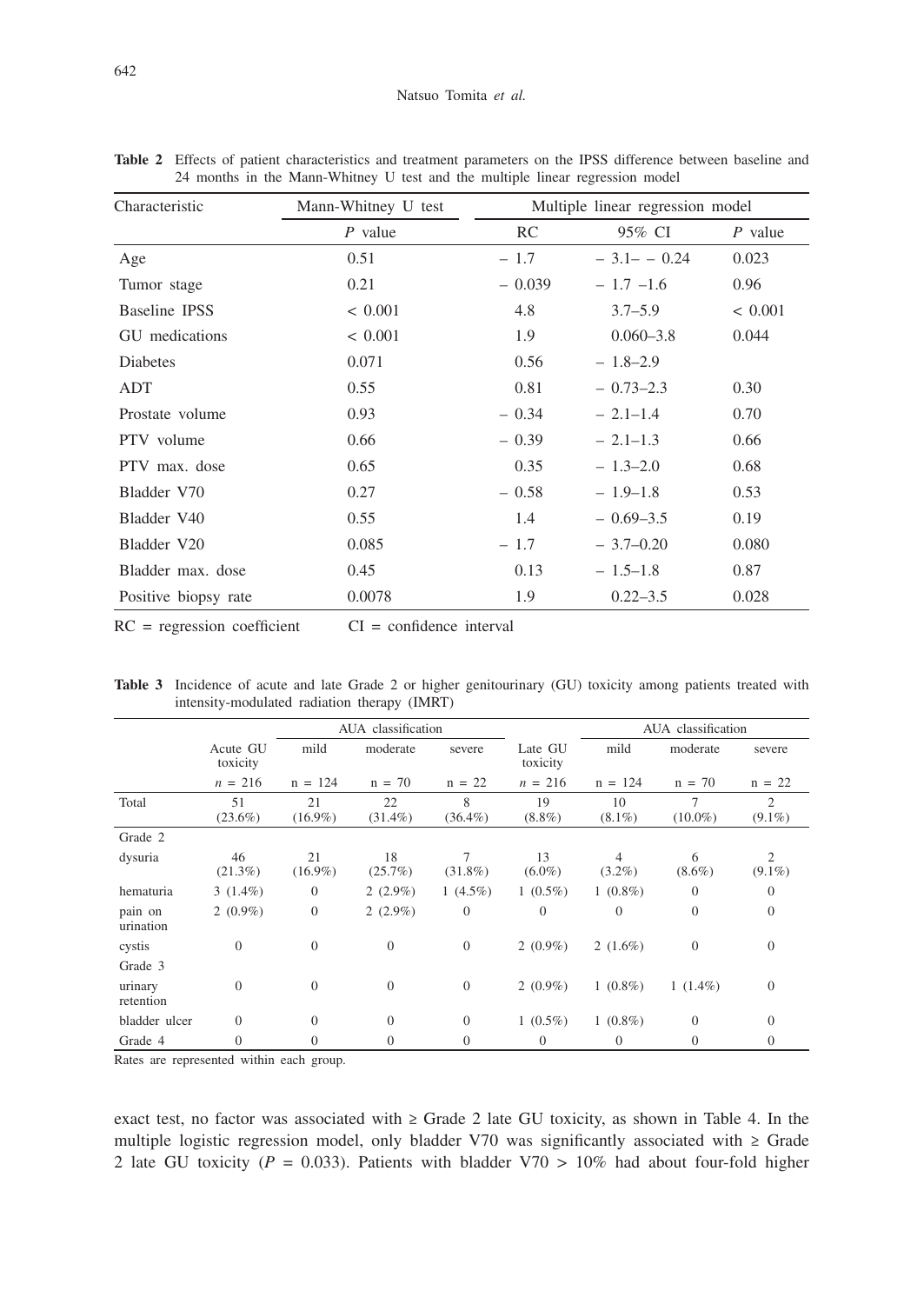**Table 2** Effects of patient characteristics and treatment parameters on the IPSS difference between baseline and 24 months in the Mann-Whitney U test and the multiple linear regression model

| Characteristic | Mann-Whitney U test | Multiple linear regression model | | |
|---|---|---|---|---|
| | *P* value | RC | 95% CI | *P* value |
| Age | 0.51 | − 1.7 | − 3.1– − 0.24 | 0.023 |
| Tumor stage | 0.21 | − 0.039 | − 1.7 –1.6 | 0.96 |
| Baseline IPSS | < 0.001 | 4.8 | 3.7–5.9 | < 0.001 |
| GU medications | < 0.001 | 1.9 | 0.060–3.8 | 0.044 |
| Diabetes | 0.071 | 0.56 | − 1.8–2.9 | |
| ADT | 0.55 | 0.81 | − 0.73–2.3 | 0.30 |
| Prostate volume | 0.93 | − 0.34 | − 2.1–1.4 | 0.70 |
| PTV volume | 0.66 | − 0.39 | − 2.1–1.3 | 0.66 |
| PTV max. dose | 0.65 | 0.35 | − 1.3–2.0 | 0.68 |
| Bladder V70 | 0.27 | − 0.58 | − 1.9–1.8 | 0.53 |
| Bladder V40 | 0.55 | 1.4 | − 0.69–3.5 | 0.19 |
| Bladder V20 | 0.085 | − 1.7 | − 3.7–0.20 | 0.080 |
| Bladder max. dose | 0.45 | 0.13 | − 1.5–1.8 | 0.87 |
| Positive biopsy rate | 0.0078 | 1.9 | 0.22–3.5 | 0.028 |

RC = regression coefficient  CI = confidence interval

**Table 3** Incidence of acute and late Grade 2 or higher genitourinary (GU) toxicity among patients treated with intensity-modulated radiation therapy (IMRT)

| | Acute GU toxicity | AUA classification | | | Late GU toxicity | AUA classification | | |
|---|---|---|---|---|---|---|---|---|
| | | mild | moderate | severe | | mild | moderate | severe |
| | *n* = 216 | n = 124 | n = 70 | n = 22 | *n* = 216 | n = 124 | n = 70 | n = 22 |
| Total | 51 (23.6%) | 21 (16.9%) | 22 (31.4%) | 8 (36.4%) | 19 (8.8%) | 10 (8.1%) | 7 (10.0%) | 2 (9.1%) |
| Grade 2 | | | | | | | | |
| dysuria | 46 (21.3%) | 21 (16.9%) | 18 (25.7%) | 7 (31.8%) | 13 (6.0%) | 4 (3.2%) | 6 (8.6%) | 2 (9.1%) |
| hematuria | 3 (1.4%) | 0 | 2 (2.9%) | 1 (4.5%) | 1 (0.5%) | 1 (0.8%) | 0 | 0 |
| pain on urination | 2 (0.9%) | 0 | 2 (2.9%) | 0 | 0 | 0 | 0 | 0 |
| cystis | 0 | 0 | 0 | 0 | 2 (0.9%) | 2 (1.6%) | 0 | 0 |
| Grade 3 | | | | | | | | |
| urinary retention | 0 | 0 | 0 | 0 | 2 (0.9%) | 1 (0.8%) | 1 (1.4%) | 0 |
| bladder ulcer | 0 | 0 | 0 | 0 | 1 (0.5%) | 1 (0.8%) | 0 | 0 |
| Grade 4 | 0 | 0 | 0 | 0 | 0 | 0 | 0 | 0 |

Rates are represented within each group.

exact test, no factor was associated with ≥ Grade 2 late GU toxicity, as shown in Table 4. In the multiple logistic regression model, only bladder V70 was significantly associated with ≥ Grade 2 late GU toxicity ($P$ = 0.033). Patients with bladder V70 > 10% had about four-fold higher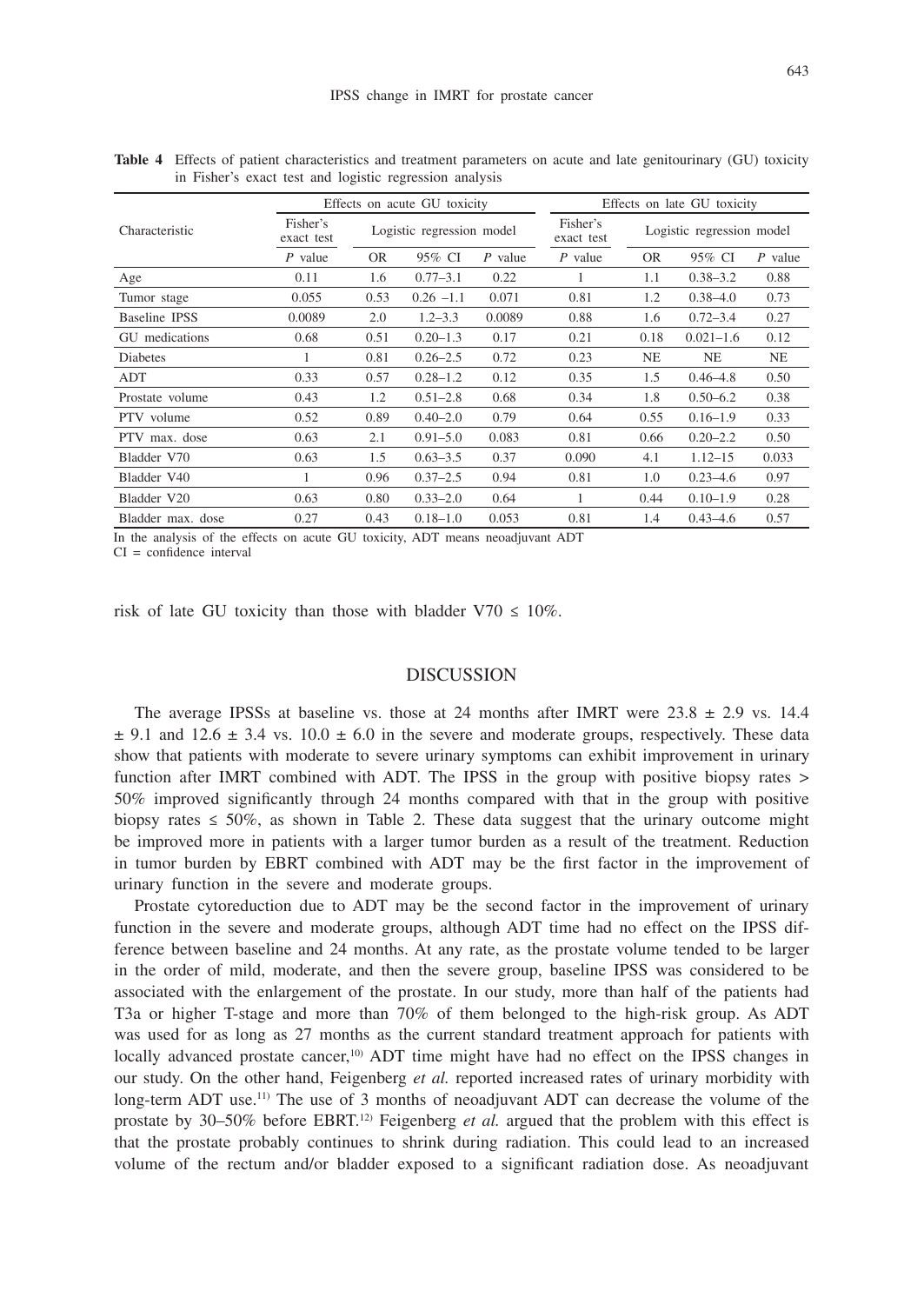**Table 4** Effects of patient characteristics and treatment parameters on acute and late genitourinary (GU) toxicity in Fisher's exact test and logistic regression analysis

| Characteristic | Effects on acute GU toxicity | | | | Effects on late GU toxicity | | | |
|---|---|---|---|---|---|---|---|---|
| | Fisher's exact test | Logistic regression model | | | Fisher's exact test | Logistic regression model | | |
| | *P* value | OR | 95% CI | *P* value | *P* value | OR | 95% CI | *P* value |
| Age | 0.11 | 1.6 | 0.77–3.1 | 0.22 | 1 | 1.1 | 0.38–3.2 | 0.88 |
| Tumor stage | 0.055 | 0.53 | 0.26 –1.1 | 0.071 | 0.81 | 1.2 | 0.38–4.0 | 0.73 |
| Baseline IPSS | 0.0089 | 2.0 | 1.2–3.3 | 0.0089 | 0.88 | 1.6 | 0.72–3.4 | 0.27 |
| GU medications | 0.68 | 0.51 | 0.20–1.3 | 0.17 | 0.21 | 0.18 | 0.021–1.6 | 0.12 |
| Diabetes | 1 | 0.81 | 0.26–2.5 | 0.72 | 0.23 | NE | NE | NE |
| ADT | 0.33 | 0.57 | 0.28–1.2 | 0.12 | 0.35 | 1.5 | 0.46–4.8 | 0.50 |
| Prostate volume | 0.43 | 1.2 | 0.51–2.8 | 0.68 | 0.34 | 1.8 | 0.50–6.2 | 0.38 |
| PTV volume | 0.52 | 0.89 | 0.40–2.0 | 0.79 | 0.64 | 0.55 | 0.16–1.9 | 0.33 |
| PTV max. dose | 0.63 | 2.1 | 0.91–5.0 | 0.083 | 0.81 | 0.66 | 0.20–2.2 | 0.50 |
| Bladder V70 | 0.63 | 1.5 | 0.63–3.5 | 0.37 | 0.090 | 4.1 | 1.12–15 | 0.033 |
| Bladder V40 | 1 | 0.96 | 0.37–2.5 | 0.94 | 0.81 | 1.0 | 0.23–4.6 | 0.97 |
| Bladder V20 | 0.63 | 0.80 | 0.33–2.0 | 0.64 | 1 | 0.44 | 0.10–1.9 | 0.28 |
| Bladder max. dose | 0.27 | 0.43 | 0.18–1.0 | 0.053 | 0.81 | 1.4 | 0.43–4.6 | 0.57 |

In the analysis of the effects on acute GU toxicity, ADT means neoadjuvant ADT
CI = confidence interval

risk of late GU toxicity than those with bladder V70 ≤ 10%.

## DISCUSSION

The average IPSSs at baseline vs. those at 24 months after IMRT were 23.8 ± 2.9 vs. 14.4 ± 9.1 and 12.6 ± 3.4 vs. 10.0 ± 6.0 in the severe and moderate groups, respectively. These data show that patients with moderate to severe urinary symptoms can exhibit improvement in urinary function after IMRT combined with ADT. The IPSS in the group with positive biopsy rates > 50% improved significantly through 24 months compared with that in the group with positive biopsy rates ≤ 50%, as shown in Table 2. These data suggest that the urinary outcome might be improved more in patients with a larger tumor burden as a result of the treatment. Reduction in tumor burden by EBRT combined with ADT may be the first factor in the improvement of urinary function in the severe and moderate groups.

Prostate cytoreduction due to ADT may be the second factor in the improvement of urinary function in the severe and moderate groups, although ADT time had no effect on the IPSS difference between baseline and 24 months. At any rate, as the prostate volume tended to be larger in the order of mild, moderate, and then the severe group, baseline IPSS was considered to be associated with the enlargement of the prostate. In our study, more than half of the patients had T3a or higher T-stage and more than 70% of them belonged to the high-risk group. As ADT was used for as long as 27 months as the current standard treatment approach for patients with locally advanced prostate cancer,[10] ADT time might have had no effect on the IPSS changes in our study. On the other hand, Feigenberg *et al.* reported increased rates of urinary morbidity with long-term ADT use.[11] The use of 3 months of neoadjuvant ADT can decrease the volume of the prostate by 30–50% before EBRT.[12] Feigenberg *et al.* argued that the problem with this effect is that the prostate probably continues to shrink during radiation. This could lead to an increased volume of the rectum and/or bladder exposed to a significant radiation dose. As neoadjuvant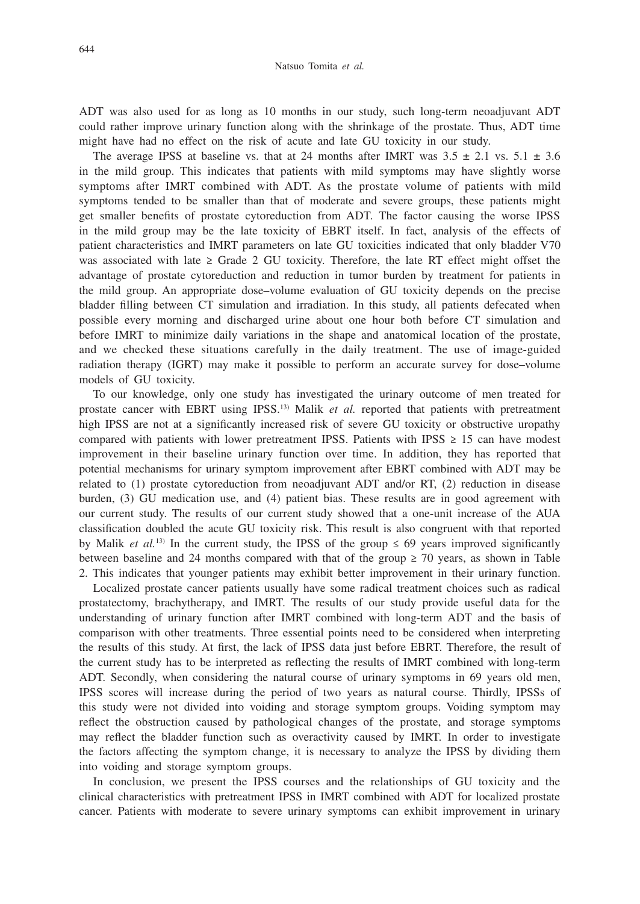ADT was also used for as long as 10 months in our study, such long-term neoadjuvant ADT could rather improve urinary function along with the shrinkage of the prostate. Thus, ADT time might have had no effect on the risk of acute and late GU toxicity in our study.

The average IPSS at baseline vs. that at 24 months after IMRT was $3.5 \pm 2.1$ vs. $5.1 \pm 3.6$ in the mild group. This indicates that patients with mild symptoms may have slightly worse symptoms after IMRT combined with ADT. As the prostate volume of patients with mild symptoms tended to be smaller than that of moderate and severe groups, these patients might get smaller benefits of prostate cytoreduction from ADT. The factor causing the worse IPSS in the mild group may be the late toxicity of EBRT itself. In fact, analysis of the effects of patient characteristics and IMRT parameters on late GU toxicities indicated that only bladder V70 was associated with late ≥ Grade 2 GU toxicity. Therefore, the late RT effect might offset the advantage of prostate cytoreduction and reduction in tumor burden by treatment for patients in the mild group. An appropriate dose–volume evaluation of GU toxicity depends on the precise bladder filling between CT simulation and irradiation. In this study, all patients defecated when possible every morning and discharged urine about one hour both before CT simulation and before IMRT to minimize daily variations in the shape and anatomical location of the prostate, and we checked these situations carefully in the daily treatment. The use of image-guided radiation therapy (IGRT) may make it possible to perform an accurate survey for dose–volume models of GU toxicity.

To our knowledge, only one study has investigated the urinary outcome of men treated for prostate cancer with EBRT using IPSS.[13] Malik *et al.* reported that patients with pretreatment high IPSS are not at a significantly increased risk of severe GU toxicity or obstructive uropathy compared with patients with lower pretreatment IPSS. Patients with IPSS ≥ 15 can have modest improvement in their baseline urinary function over time. In addition, they has reported that potential mechanisms for urinary symptom improvement after EBRT combined with ADT may be related to (1) prostate cytoreduction from neoadjuvant ADT and/or RT, (2) reduction in disease burden, (3) GU medication use, and (4) patient bias. These results are in good agreement with our current study. The results of our current study showed that a one-unit increase of the AUA classification doubled the acute GU toxicity risk. This result is also congruent with that reported by Malik *et al.*[13] In the current study, the IPSS of the group ≤ 69 years improved significantly between baseline and 24 months compared with that of the group ≥ 70 years, as shown in Table 2. This indicates that younger patients may exhibit better improvement in their urinary function.

Localized prostate cancer patients usually have some radical treatment choices such as radical prostatectomy, brachytherapy, and IMRT. The results of our study provide useful data for the understanding of urinary function after IMRT combined with long-term ADT and the basis of comparison with other treatments. Three essential points need to be considered when interpreting the results of this study. At first, the lack of IPSS data just before EBRT. Therefore, the result of the current study has to be interpreted as reflecting the results of IMRT combined with long-term ADT. Secondly, when considering the natural course of urinary symptoms in 69 years old men, IPSS scores will increase during the period of two years as natural course. Thirdly, IPSSs of this study were not divided into voiding and storage symptom groups. Voiding symptom may reflect the obstruction caused by pathological changes of the prostate, and storage symptoms may reflect the bladder function such as overactivity caused by IMRT. In order to investigate the factors affecting the symptom change, it is necessary to analyze the IPSS by dividing them into voiding and storage symptom groups.

In conclusion, we present the IPSS courses and the relationships of GU toxicity and the clinical characteristics with pretreatment IPSS in IMRT combined with ADT for localized prostate cancer. Patients with moderate to severe urinary symptoms can exhibit improvement in urinary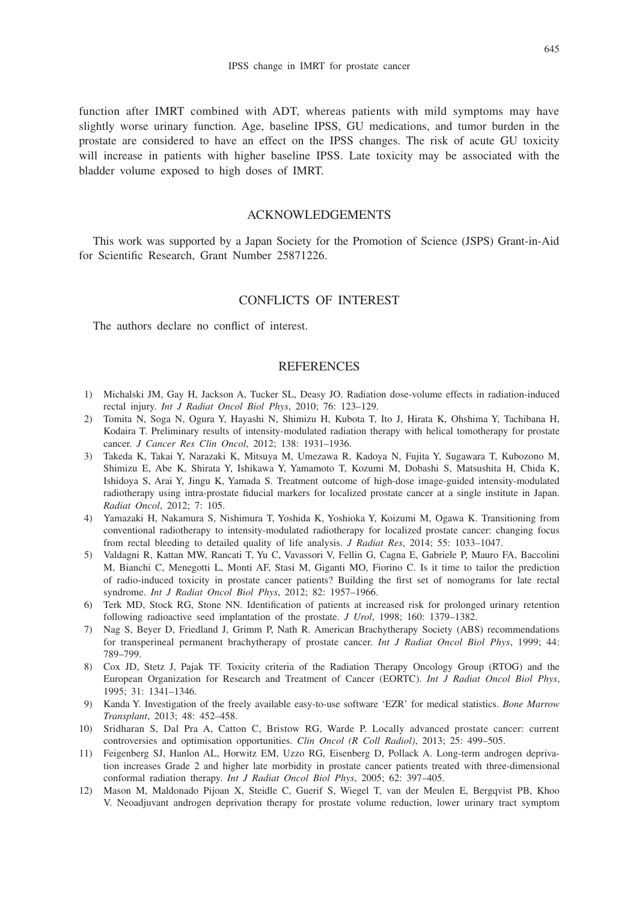function after IMRT combined with ADT, whereas patients with mild symptoms may have slightly worse urinary function. Age, baseline IPSS, GU medications, and tumor burden in the prostate are considered to have an effect on the IPSS changes. The risk of acute GU toxicity will increase in patients with higher baseline IPSS. Late toxicity may be associated with the bladder volume exposed to high doses of IMRT.

## ACKNOWLEDGEMENTS

This work was supported by a Japan Society for the Promotion of Science (JSPS) Grant-in-Aid for Scientific Research, Grant Number 25871226.

## CONFLICTS OF INTEREST

The authors declare no conflict of interest.

## REFERENCES

1) Michalski JM, Gay H, Jackson A, Tucker SL, Deasy JO. Radiation dose-volume effects in radiation-induced rectal injury. *Int J Radiat Oncol Biol Phys*, 2010; 76: 123–129.
2) Tomita N, Soga N, Ogura Y, Hayashi N, Shimizu H, Kubota T, Ito J, Hirata K, Ohshima Y, Tachibana H, Kodaira T. Preliminary results of intensity-modulated radiation therapy with helical tomotherapy for prostate cancer. *J Cancer Res Clin Oncol*, 2012; 138: 1931–1936.
3) Takeda K, Takai Y, Narazaki K, Mitsuya M, Umezawa R, Kadoya N, Fujita Y, Sugawara T, Kubozono M, Shimizu E, Abe K, Shirata Y, Ishikawa Y, Yamamoto T, Kozumi M, Dobashi S, Matsushita H, Chida K, Ishidoya S, Arai Y, Jingu K, Yamada S. Treatment outcome of high-dose image-guided intensity-modulated radiotherapy using intra-prostate fiducial markers for localized prostate cancer at a single institute in Japan. *Radiat Oncol*, 2012; 7: 105.
4) Yamazaki H, Nakamura S, Nishimura T, Yoshida K, Yoshioka Y, Koizumi M, Ogawa K. Transitioning from conventional radiotherapy to intensity-modulated radiotherapy for localized prostate cancer: changing focus from rectal bleeding to detailed quality of life analysis. *J Radiat Res*, 2014; 55: 1033–1047.
5) Valdagni R, Kattan MW, Rancati T, Yu C, Vavassori V, Fellin G, Cagna E, Gabriele P, Mauro FA, Baccolini M, Bianchi C, Menegotti L, Monti AF, Stasi M, Giganti MO, Fiorino C. Is it time to tailor the prediction of radio-induced toxicity in prostate cancer patients? Building the first set of nomograms for late rectal syndrome. *Int J Radiat Oncol Biol Phys*, 2012; 82: 1957–1966.
6) Terk MD, Stock RG, Stone NN. Identification of patients at increased risk for prolonged urinary retention following radioactive seed implantation of the prostate. *J Urol*, 1998; 160: 1379–1382.
7) Nag S, Beyer D, Friedland J, Grimm P, Nath R. American Brachytherapy Society (ABS) recommendations for transperineal permanent brachytherapy of prostate cancer. *Int J Radiat Oncol Biol Phys*, 1999; 44: 789–799.
8) Cox JD, Stetz J, Pajak TF. Toxicity criteria of the Radiation Therapy Oncology Group (RTOG) and the European Organization for Research and Treatment of Cancer (EORTC). *Int J Radiat Oncol Biol Phys*, 1995; 31: 1341–1346.
9) Kanda Y. Investigation of the freely available easy-to-use software 'EZR' for medical statistics. *Bone Marrow Transplant*, 2013; 48: 452–458.
10) Sridharan S, Dal Pra A, Catton C, Bristow RG, Warde P. Locally advanced prostate cancer: current controversies and optimisation opportunities. *Clin Oncol (R Coll Radiol)*, 2013; 25: 499–505.
11) Feigenberg SJ, Hanlon AL, Horwitz EM, Uzzo RG, Eisenberg D, Pollack A. Long-term androgen deprivation increases Grade 2 and higher late morbidity in prostate cancer patients treated with three-dimensional conformal radiation therapy. *Int J Radiat Oncol Biol Phys*, 2005; 62: 397–405.
12) Mason M, Maldonado Pijoan X, Steidle C, Guerif S, Wiegel T, van der Meulen E, Bergqvist PB, Khoo V. Neoadjuvant androgen deprivation therapy for prostate volume reduction, lower urinary tract symptom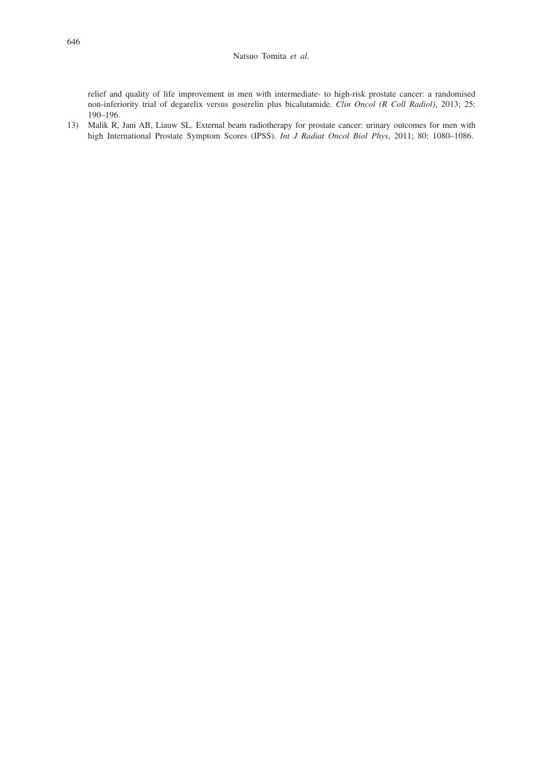relief and quality of life improvement in men with intermediate- to high-risk prostate cancer: a randomised non-inferiority trial of degarelix versus goserelin plus bicalutamide. *Clin Oncol (R Coll Radiol)*, 2013; 25: 190–196.

13) Malik R, Jani AB, Liauw SL. External beam radiotherapy for prostate cancer: urinary outcomes for men with high International Prostate Symptom Scores (IPSS). *Int J Radiat Oncol Biol Phys*, 2011; 80: 1080–1086.